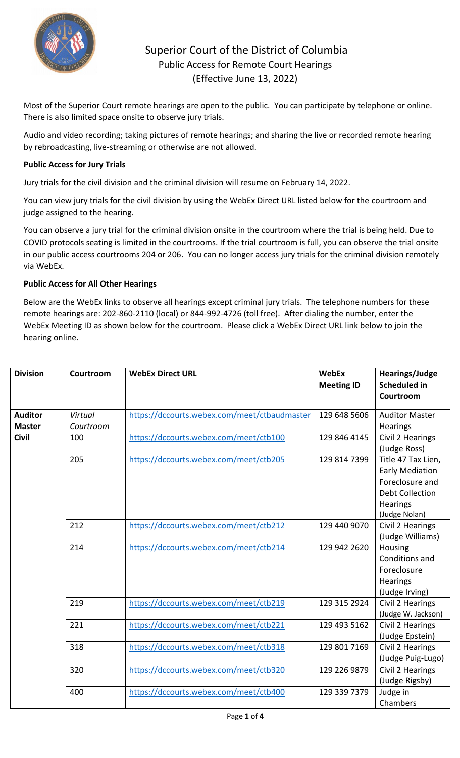# Superior Court of the District of Columbia

## Public Access for Remote Court Hearings

## (Effective June 13, 2022)

Most of the Superior Court remote hearings are open to the public. You can participate by telephone or online. There is also limited space onsite to observe jury trials.

Audio and video recording; taking pictures of remote hearings; and sharing the live or recorded remote hearing by rebroadcasting, live-streaming or otherwise are not allowed.

**Public Access for Jury Trials**

Jury trials for the civil division and the criminal division will resume on February 14, 2022.

You can view jury trials for the civil division by using the WebEx Direct URL listed below for the courtroom and judge assigned to the hearing.

You can observe a jury trial for the criminal division onsite in the courtroom where the trial is being held. Due to COVID protocols seating is limited in the courtrooms. If the trial courtroom is full, you can observe the trial onsite in our public access courtrooms 204 or 206. You can no longer access jury trials for the criminal division remotely via WebEx.

**Public Access for All Other Hearings**

Below are the WebEx links to observe all hearings except criminal jury trials. The telephone numbers for these remote hearings are: 202-860-2110 (local) or 844-992-4726 (toll free). After dialing the number, enter the WebEx Meeting ID as shown below for the courtroom. Please click a WebEx Direct URL link below to join the hearing online.

| Division | Courtroom | WebEx Direct URL | WebEx Meeting ID | Hearings/Judge Scheduled in Courtroom |
|---|---|---|---|---|
| **Auditor Master** | *Virtual Courtroom* | https://dccourts.webex.com/meet/ctbaudmaster | 129 648 5606 | Auditor Master Hearings |
| **Civil** | 100 | https://dccourts.webex.com/meet/ctb100 | 129 846 4145 | Civil 2 Hearings (Judge Ross) |
| | 205 | https://dccourts.webex.com/meet/ctb205 | 129 814 7399 | Title 47 Tax Lien, Early Mediation Foreclosure and Debt Collection Hearings (Judge Nolan) |
| | 212 | https://dccourts.webex.com/meet/ctb212 | 129 440 9070 | Civil 2 Hearings (Judge Williams) |
| | 214 | https://dccourts.webex.com/meet/ctb214 | 129 942 2620 | Housing Conditions and Foreclosure Hearings (Judge Irving) |
| | 219 | https://dccourts.webex.com/meet/ctb219 | 129 315 2924 | Civil 2 Hearings (Judge W. Jackson) |
| | 221 | https://dccourts.webex.com/meet/ctb221 | 129 493 5162 | Civil 2 Hearings (Judge Epstein) |
| | 318 | https://dccourts.webex.com/meet/ctb318 | 129 801 7169 | Civil 2 Hearings (Judge Puig-Lugo) |
| | 320 | https://dccourts.webex.com/meet/ctb320 | 129 226 9879 | Civil 2 Hearings (Judge Rigsby) |
| | 400 | https://dccourts.webex.com/meet/ctb400 | 129 339 7379 | Judge in Chambers |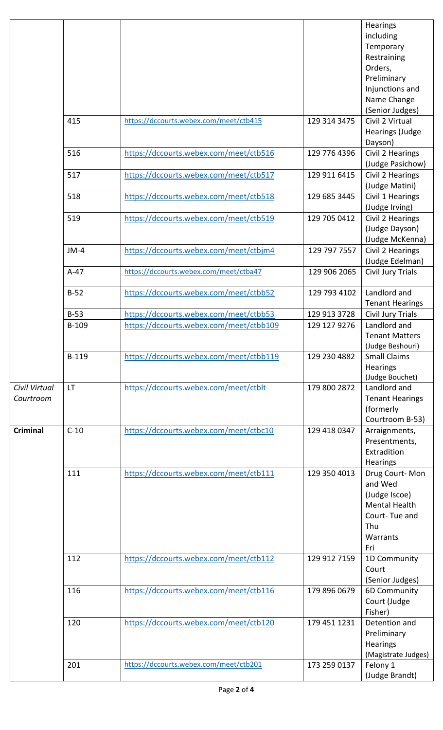| | | | | |
|---|---|---|---|---|
| | | | | Hearings including Temporary Restraining Orders, Preliminary Injunctions and Name Change (Senior Judges) |
| | 415 | https://dccourts.webex.com/meet/ctb415 | 129 314 3475 | Civil 2 Virtual Hearings (Judge Dayson) |
| | 516 | https://dccourts.webex.com/meet/ctb516 | 129 776 4396 | Civil 2 Hearings (Judge Pasichow) |
| | 517 | https://dccourts.webex.com/meet/ctb517 | 129 911 6415 | Civil 2 Hearings (Judge Matini) |
| | 518 | https://dccourts.webex.com/meet/ctb518 | 129 685 3445 | Civil 1 Hearings (Judge Irving) |
| | 519 | https://dccourts.webex.com/meet/ctb519 | 129 705 0412 | Civil 2 Hearings (Judge Dayson) (Judge McKenna) |
| | JM-4 | https://dccourts.webex.com/meet/ctbjm4 | 129 797 7557 | Civil 2 Hearings (Judge Edelman) |
| | A-47 | https://dccourts.webex.com/meet/ctba47 | 129 906 2065 | Civil Jury Trials |
| | B-52 | https://dccourts.webex.com/meet/ctbb52 | 129 793 4102 | Landlord and Tenant Hearings |
| | B-53 | https://dccourts.webex.com/meet/ctbb53 | 129 913 3728 | Civil Jury Trials |
| | B-109 | https://dccourts.webex.com/meet/ctbb109 | 129 127 9276 | Landlord and Tenant Matters (Judge Beshouri) |
| | B-119 | https://dccourts.webex.com/meet/ctbb119 | 129 230 4882 | Small Claims Hearings (Judge Bouchet) |
| *Civil Virtual Courtroom* | LT | https://dccourts.webex.com/meet/ctblt | 179 800 2872 | Landlord and Tenant Hearings (formerly Courtroom B-53) |
| **Criminal** | C-10 | https://dccourts.webex.com/meet/ctbc10 | 129 418 0347 | Arraignments, Presentments, Extradition Hearings |
| | 111 | https://dccourts.webex.com/meet/ctb111 | 129 350 4013 | Drug Court- Mon and Wed (Judge Iscoe) Mental Health Court- Tue and Thu Warrants Fri |
| | 112 | https://dccourts.webex.com/meet/ctb112 | 129 912 7159 | 1D Community Court (Senior Judges) |
| | 116 | https://dccourts.webex.com/meet/ctb116 | 179 896 0679 | 6D Community Court (Judge Fisher) |
| | 120 | https://dccourts.webex.com/meet/ctb120 | 179 451 1231 | Detention and Preliminary Hearings (Magistrate Judges) |
| | 201 | https://dccourts.webex.com/meet/ctb201 | 173 259 0137 | Felony 1 (Judge Brandt) |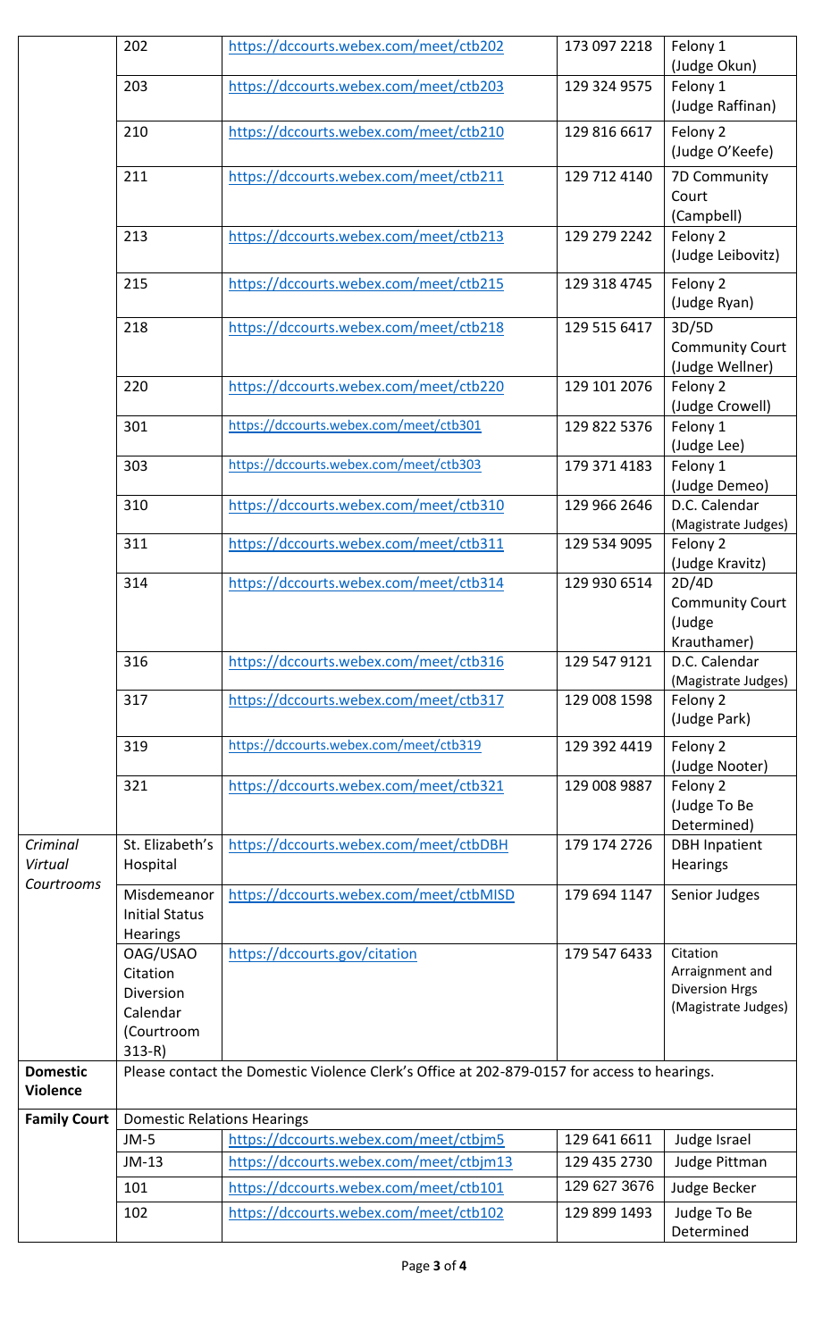| | | | | |
|---|---|---|---|---|
| | 202 | https://dccourts.webex.com/meet/ctb202 | 173 097 2218 | Felony 1 (Judge Okun) |
| | 203 | https://dccourts.webex.com/meet/ctb203 | 129 324 9575 | Felony 1 (Judge Raffinan) |
| | 210 | https://dccourts.webex.com/meet/ctb210 | 129 816 6617 | Felony 2 (Judge O'Keefe) |
| | 211 | https://dccourts.webex.com/meet/ctb211 | 129 712 4140 | 7D Community Court (Campbell) |
| | 213 | https://dccourts.webex.com/meet/ctb213 | 129 279 2242 | Felony 2 (Judge Leibovitz) |
| | 215 | https://dccourts.webex.com/meet/ctb215 | 129 318 4745 | Felony 2 (Judge Ryan) |
| | 218 | https://dccourts.webex.com/meet/ctb218 | 129 515 6417 | 3D/5D Community Court (Judge Wellner) |
| | 220 | https://dccourts.webex.com/meet/ctb220 | 129 101 2076 | Felony 2 (Judge Crowell) |
| | 301 | https://dccourts.webex.com/meet/ctb301 | 129 822 5376 | Felony 1 (Judge Lee) |
| | 303 | https://dccourts.webex.com/meet/ctb303 | 179 371 4183 | Felony 1 (Judge Demeo) |
| | 310 | https://dccourts.webex.com/meet/ctb310 | 129 966 2646 | D.C. Calendar (Magistrate Judges) |
| | 311 | https://dccourts.webex.com/meet/ctb311 | 129 534 9095 | Felony 2 (Judge Kravitz) |
| | 314 | https://dccourts.webex.com/meet/ctb314 | 129 930 6514 | 2D/4D Community Court (Judge Krauthamer) |
| | 316 | https://dccourts.webex.com/meet/ctb316 | 129 547 9121 | D.C. Calendar (Magistrate Judges) |
| | 317 | https://dccourts.webex.com/meet/ctb317 | 129 008 1598 | Felony 2 (Judge Park) |
| | 319 | https://dccourts.webex.com/meet/ctb319 | 129 392 4419 | Felony 2 (Judge Nooter) |
| | 321 | https://dccourts.webex.com/meet/ctb321 | 129 008 9887 | Felony 2 (Judge To Be Determined) |
| *Criminal Virtual Courtrooms* | St. Elizabeth's Hospital | https://dccourts.webex.com/meet/ctbDBH | 179 174 2726 | DBH Inpatient Hearings |
| | Misdemeanor Initial Status Hearings | https://dccourts.webex.com/meet/ctbMISD | 179 694 1147 | Senior Judges |
| | OAG/USAO Citation Diversion Calendar (Courtroom 313-R) | https://dccourts.gov/citation | 179 547 6433 | Citation Arraignment and Diversion Hrgs (Magistrate Judges) |
| **Domestic Violence** | Please contact the Domestic Violence Clerk's Office at 202-879-0157 for access to hearings. | | | |
| **Family Court** | Domestic Relations Hearings | | | |
| | JM-5 | https://dccourts.webex.com/meet/ctbjm5 | 129 641 6611 | Judge Israel |
| | JM-13 | https://dccourts.webex.com/meet/ctbjm13 | 129 435 2730 | Judge Pittman |
| | 101 | https://dccourts.webex.com/meet/ctb101 | 129 627 3676 | Judge Becker |
| | 102 | https://dccourts.webex.com/meet/ctb102 | 129 899 1493 | Judge To Be Determined |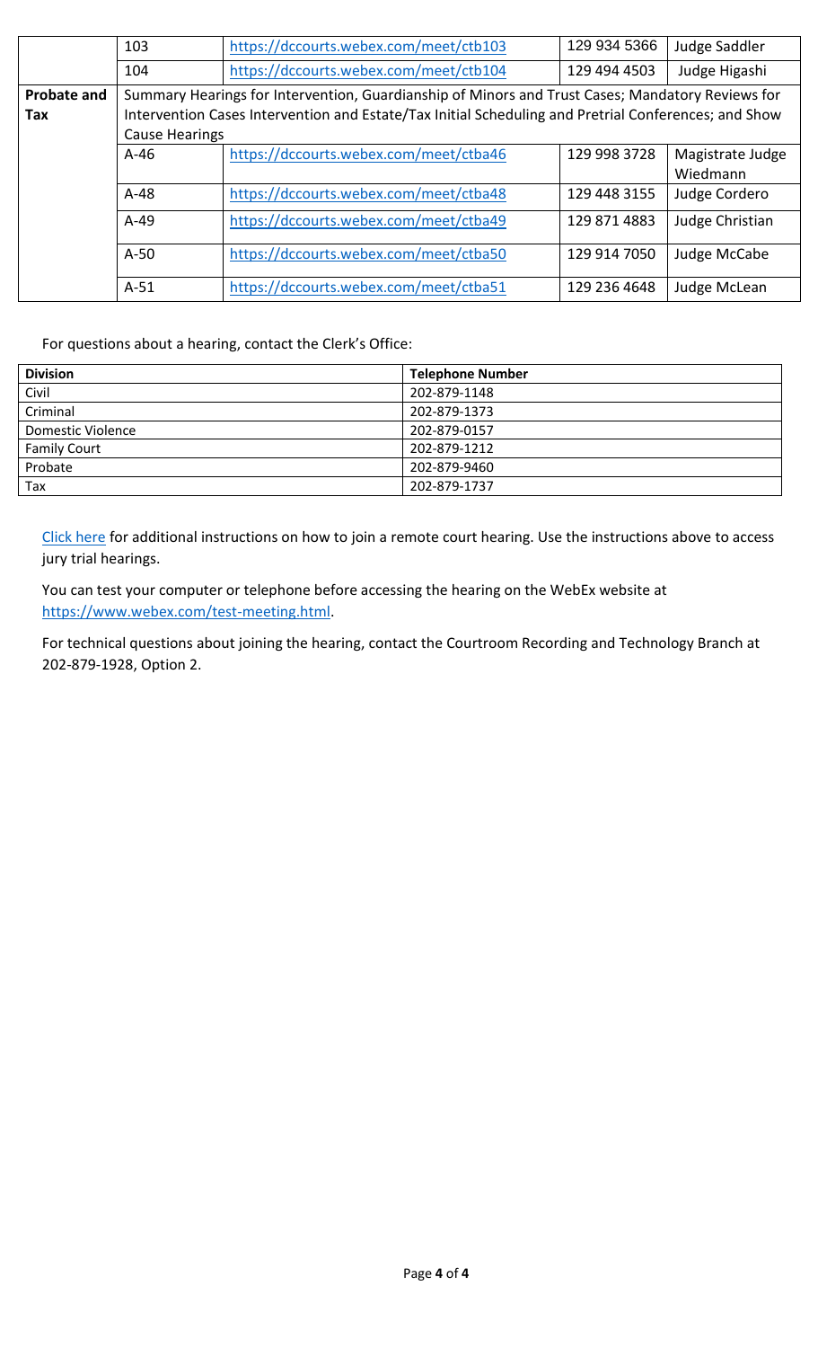| | | | | |
|---|---|---|---|---|
| | 103 | https://dccourts.webex.com/meet/ctb103 | 129 934 5366 | Judge Saddler |
| | 104 | https://dccourts.webex.com/meet/ctb104 | 129 494 4503 | Judge Higashi |
| **Probate and Tax** | Summary Hearings for Intervention, Guardianship of Minors and Trust Cases; Mandatory Reviews for Intervention Cases Intervention and Estate/Tax Initial Scheduling and Pretrial Conferences; and Show Cause Hearings | | | |
| | A-46 | https://dccourts.webex.com/meet/ctba46 | 129 998 3728 | Magistrate Judge Wiedmann |
| | A-48 | https://dccourts.webex.com/meet/ctba48 | 129 448 3155 | Judge Cordero |
| | A-49 | https://dccourts.webex.com/meet/ctba49 | 129 871 4883 | Judge Christian |
| | A-50 | https://dccourts.webex.com/meet/ctba50 | 129 914 7050 | Judge McCabe |
| | A-51 | https://dccourts.webex.com/meet/ctba51 | 129 236 4648 | Judge McLean |

For questions about a hearing, contact the Clerk's Office:

| **Division** | **Telephone Number** |
|---|---|
| Civil | 202-879-1148 |
| Criminal | 202-879-1373 |
| Domestic Violence | 202-879-0157 |
| Family Court | 202-879-1212 |
| Probate | 202-879-9460 |
| Tax | 202-879-1737 |

Click here for additional instructions on how to join a remote court hearing. Use the instructions above to access jury trial hearings.

You can test your computer or telephone before accessing the hearing on the WebEx website at https://www.webex.com/test-meeting.html.

For technical questions about joining the hearing, contact the Courtroom Recording and Technology Branch at 202-879-1928, Option 2.